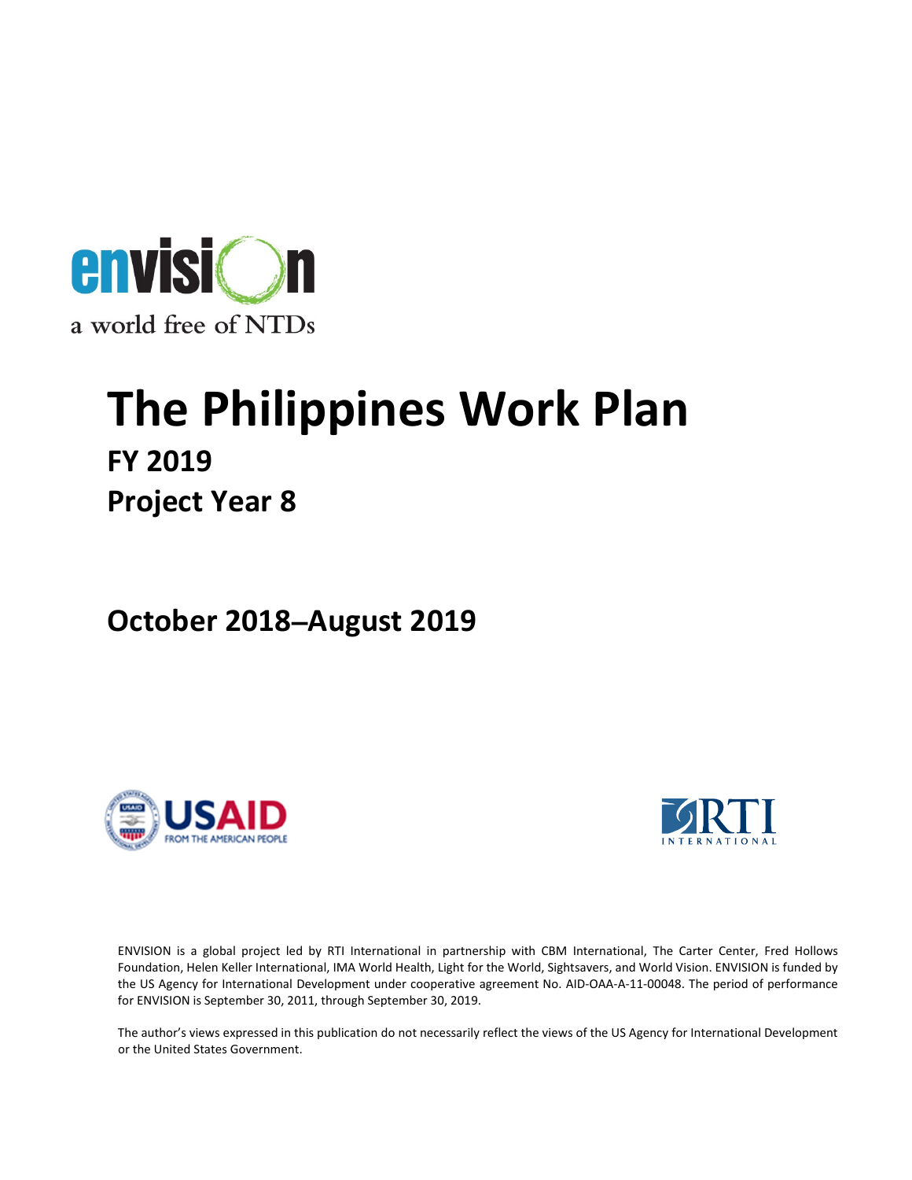envision

a world free of NTDs

# The Philippines Work Plan

## FY 2019

## Project Year 8

## October 2018–August 2019

USAID FROM THE AMERICAN PEOPLE

RTI INTERNATIONAL

ENVISION is a global project led by RTI International in partnership with CBM International, The Carter Center, Fred Hollows Foundation, Helen Keller International, IMA World Health, Light for the World, Sightsavers, and World Vision. ENVISION is funded by the US Agency for International Development under cooperative agreement No. AID-OAA-A-11-00048. The period of performance for ENVISION is September 30, 2011, through September 30, 2019.

The author's views expressed in this publication do not necessarily reflect the views of the US Agency for International Development or the United States Government.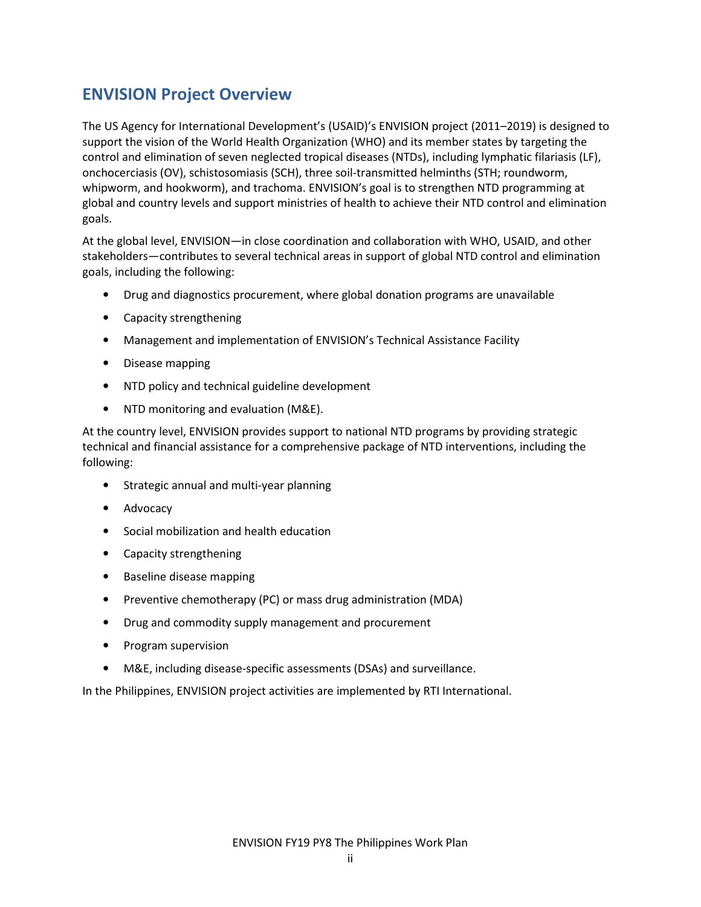## ENVISION Project Overview

The US Agency for International Development's (USAID)'s ENVISION project (2011–2019) is designed to support the vision of the World Health Organization (WHO) and its member states by targeting the control and elimination of seven neglected tropical diseases (NTDs), including lymphatic filariasis (LF), onchocerciasis (OV), schistosomiasis (SCH), three soil-transmitted helminths (STH; roundworm, whipworm, and hookworm), and trachoma. ENVISION's goal is to strengthen NTD programming at global and country levels and support ministries of health to achieve their NTD control and elimination goals.

At the global level, ENVISION—in close coordination and collaboration with WHO, USAID, and other stakeholders—contributes to several technical areas in support of global NTD control and elimination goals, including the following:

- Drug and diagnostics procurement, where global donation programs are unavailable
- Capacity strengthening
- Management and implementation of ENVISION's Technical Assistance Facility
- Disease mapping
- NTD policy and technical guideline development
- NTD monitoring and evaluation (M&E).

At the country level, ENVISION provides support to national NTD programs by providing strategic technical and financial assistance for a comprehensive package of NTD interventions, including the following:

- Strategic annual and multi-year planning
- Advocacy
- Social mobilization and health education
- Capacity strengthening
- Baseline disease mapping
- Preventive chemotherapy (PC) or mass drug administration (MDA)
- Drug and commodity supply management and procurement
- Program supervision
- M&E, including disease-specific assessments (DSAs) and surveillance.

In the Philippines, ENVISION project activities are implemented by RTI International.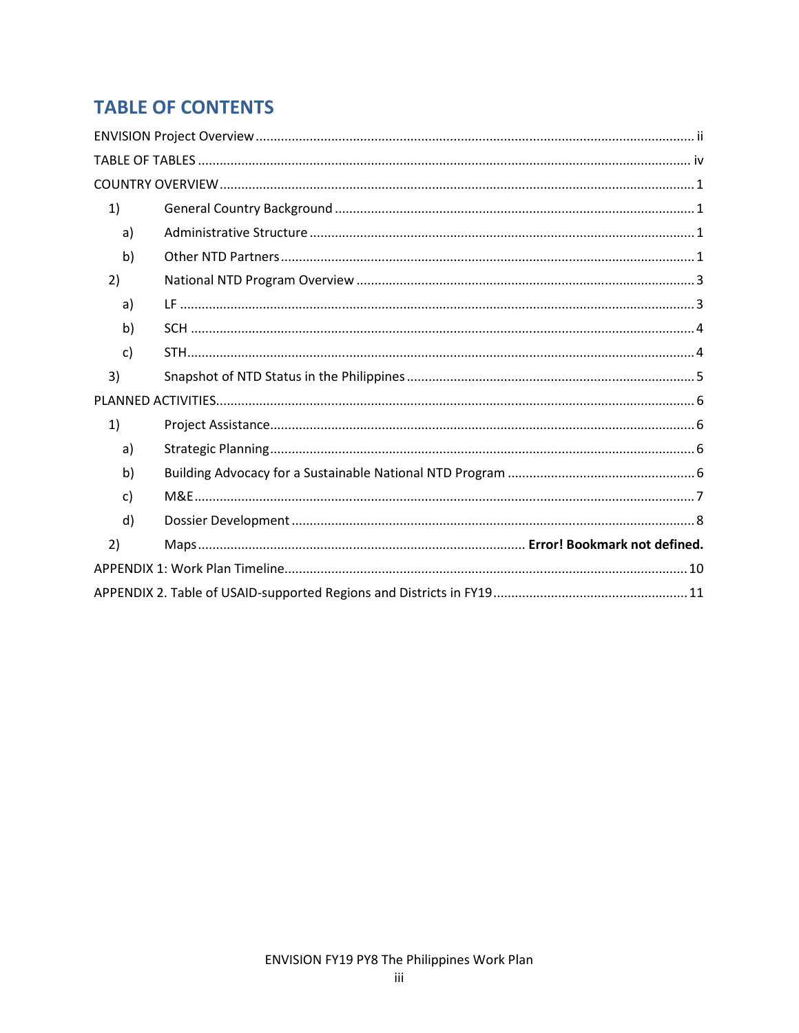# TABLE OF CONTENTS

ENVISION Project Overview ........................................................................................................................ ii

TABLE OF TABLES ..................................................................................................................................... iv

COUNTRY OVERVIEW ................................................................................................................................. 1

- 1) General Country Background .............................................................................................. 1
  - a) Administrative Structure ................................................................................................... 1
  - b) Other NTD Partners ......................................................................................................... 1
- 2) National NTD Program Overview ......................................................................................... 3
  - a) LF ...................................................................................................................................... 3
  - b) SCH ................................................................................................................................... 4
  - c) STH .................................................................................................................................... 4
- 3) Snapshot of NTD Status in the Philippines ............................................................................ 5

PLANNED ACTIVITIES ................................................................................................................................... 6

- 1) Project Assistance ................................................................................................................ 6
  - a) Strategic Planning ............................................................................................................. 6
  - b) Building Advocacy for a Sustainable National NTD Program ........................................... 6
  - c) M&E ................................................................................................................................... 7
  - d) Dossier Development ........................................................................................................ 8
- 2) Maps ....................................................................................... **Error! Bookmark not defined.**

APPENDIX 1: Work Plan Timeline ............................................................................................................. 10

APPENDIX 2. Table of USAID-supported Regions and Districts in FY19 ..................................................... 11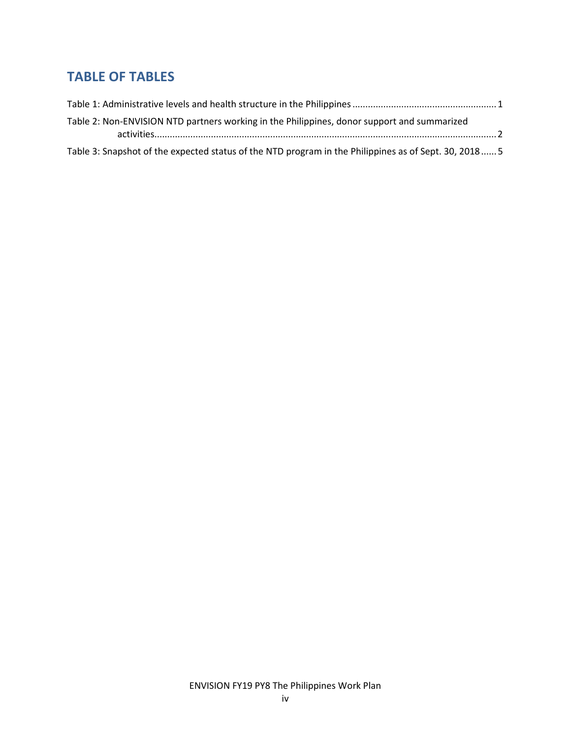## TABLE OF TABLES

Table 1: Administrative levels and health structure in the Philippines ........................................................ 1

Table 2: Non-ENVISION NTD partners working in the Philippines, donor support and summarized activities ........................................................................................................................................... 2

Table 3: Snapshot of the expected status of the NTD program in the Philippines as of Sept. 30, 2018 ...... 5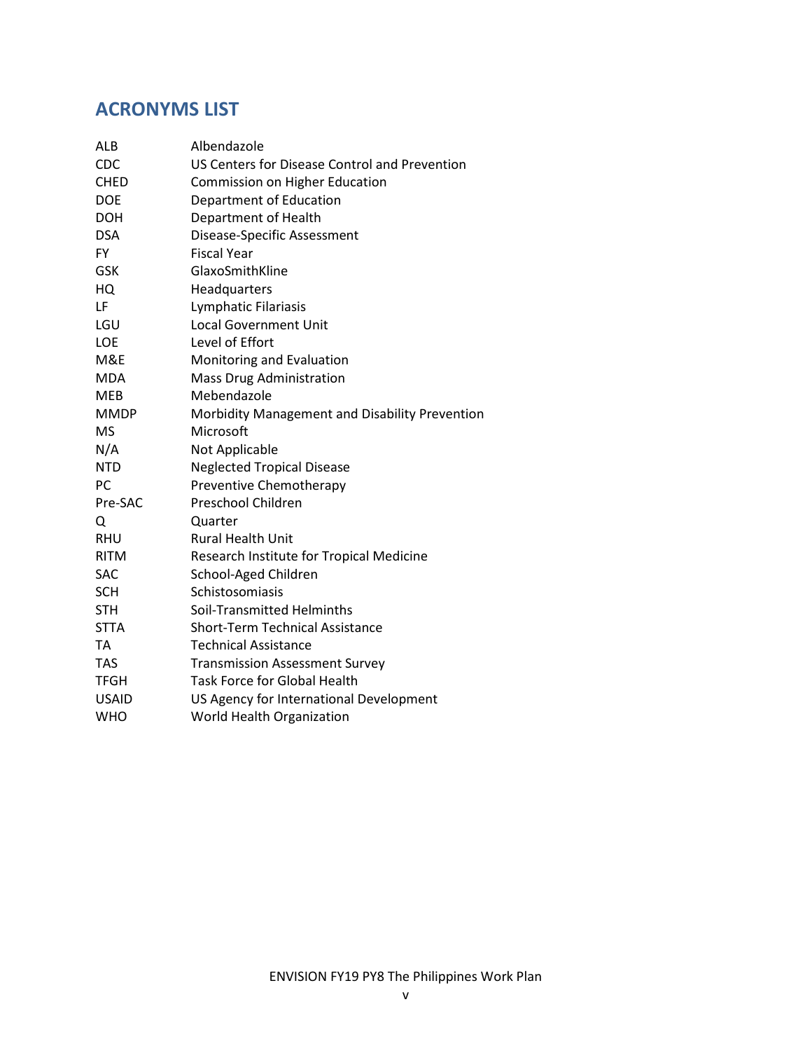## ACRONYMS LIST

| | |
|---|---|
| ALB | Albendazole |
| CDC | US Centers for Disease Control and Prevention |
| CHED | Commission on Higher Education |
| DOE | Department of Education |
| DOH | Department of Health |
| DSA | Disease-Specific Assessment |
| FY | Fiscal Year |
| GSK | GlaxoSmithKline |
| HQ | Headquarters |
| LF | Lymphatic Filariasis |
| LGU | Local Government Unit |
| LOE | Level of Effort |
| M&E | Monitoring and Evaluation |
| MDA | Mass Drug Administration |
| MEB | Mebendazole |
| MMDP | Morbidity Management and Disability Prevention |
| MS | Microsoft |
| N/A | Not Applicable |
| NTD | Neglected Tropical Disease |
| PC | Preventive Chemotherapy |
| Pre-SAC | Preschool Children |
| Q | Quarter |
| RHU | Rural Health Unit |
| RITM | Research Institute for Tropical Medicine |
| SAC | School-Aged Children |
| SCH | Schistosomiasis |
| STH | Soil-Transmitted Helminths |
| STTA | Short-Term Technical Assistance |
| TA | Technical Assistance |
| TAS | Transmission Assessment Survey |
| TFGH | Task Force for Global Health |
| USAID | US Agency for International Development |
| WHO | World Health Organization |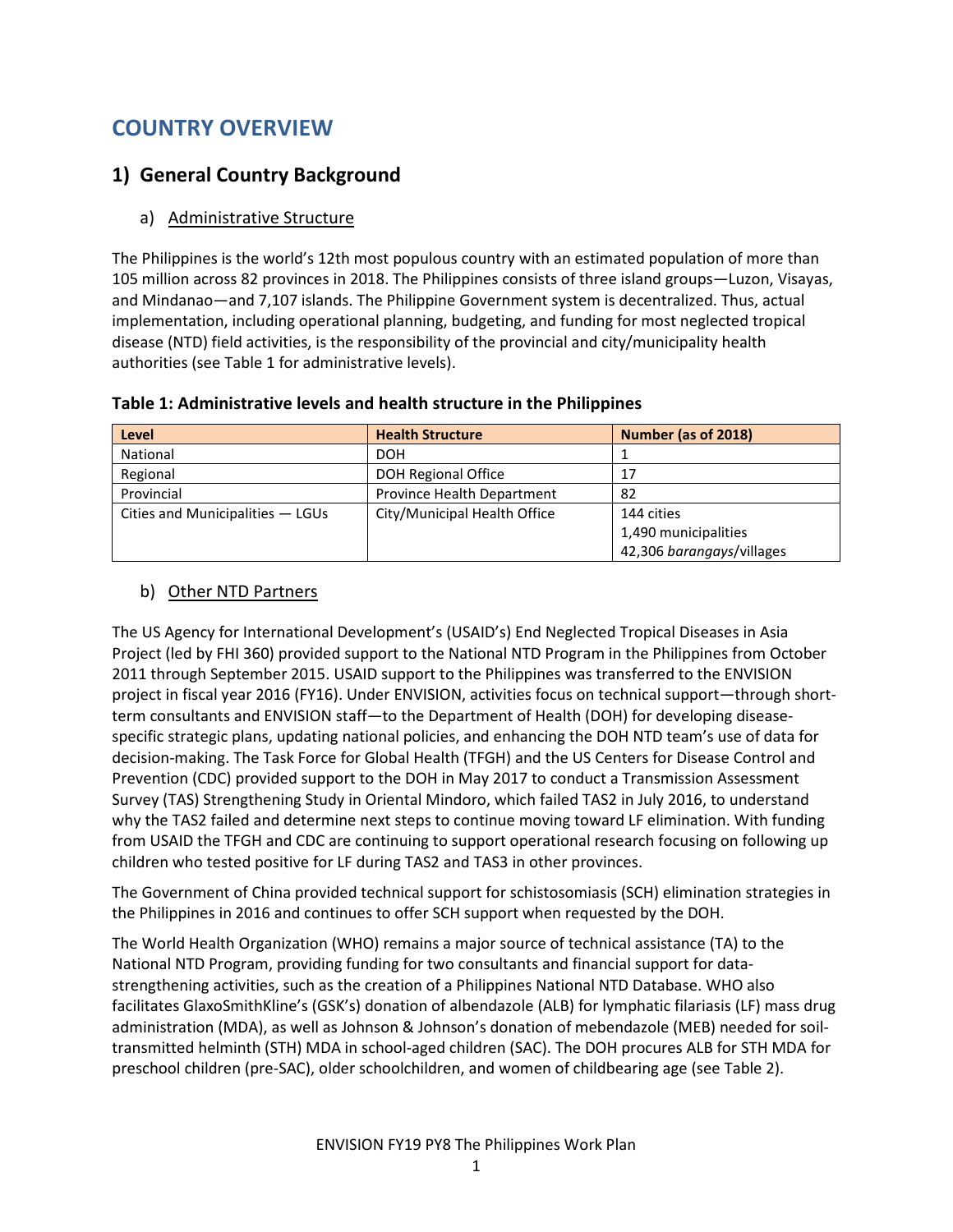# COUNTRY OVERVIEW

## 1) General Country Background

### a) Administrative Structure

The Philippines is the world's 12th most populous country with an estimated population of more than 105 million across 82 provinces in 2018. The Philippines consists of three island groups—Luzon, Visayas, and Mindanao—and 7,107 islands. The Philippine Government system is decentralized. Thus, actual implementation, including operational planning, budgeting, and funding for most neglected tropical disease (NTD) field activities, is the responsibility of the provincial and city/municipality health authorities (see Table 1 for administrative levels).

**Table 1: Administrative levels and health structure in the Philippines**

| Level | Health Structure | Number (as of 2018) |
|---|---|---|
| National | DOH | 1 |
| Regional | DOH Regional Office | 17 |
| Provincial | Province Health Department | 82 |
| Cities and Municipalities — LGUs | City/Municipal Health Office | 144 cities<br>1,490 municipalities<br>42,306 *barangays*/villages |

### b) Other NTD Partners

The US Agency for International Development's (USAID's) End Neglected Tropical Diseases in Asia Project (led by FHI 360) provided support to the National NTD Program in the Philippines from October 2011 through September 2015. USAID support to the Philippines was transferred to the ENVISION project in fiscal year 2016 (FY16). Under ENVISION, activities focus on technical support—through short-term consultants and ENVISION staff—to the Department of Health (DOH) for developing disease-specific strategic plans, updating national policies, and enhancing the DOH NTD team's use of data for decision-making. The Task Force for Global Health (TFGH) and the US Centers for Disease Control and Prevention (CDC) provided support to the DOH in May 2017 to conduct a Transmission Assessment Survey (TAS) Strengthening Study in Oriental Mindoro, which failed TAS2 in July 2016, to understand why the TAS2 failed and determine next steps to continue moving toward LF elimination. With funding from USAID the TFGH and CDC are continuing to support operational research focusing on following up children who tested positive for LF during TAS2 and TAS3 in other provinces.

The Government of China provided technical support for schistosomiasis (SCH) elimination strategies in the Philippines in 2016 and continues to offer SCH support when requested by the DOH.

The World Health Organization (WHO) remains a major source of technical assistance (TA) to the National NTD Program, providing funding for two consultants and financial support for data-strengthening activities, such as the creation of a Philippines National NTD Database. WHO also facilitates GlaxoSmithKline's (GSK's) donation of albendazole (ALB) for lymphatic filariasis (LF) mass drug administration (MDA), as well as Johnson & Johnson's donation of mebendazole (MEB) needed for soil-transmitted helminth (STH) MDA in school-aged children (SAC). The DOH procures ALB for STH MDA for preschool children (pre-SAC), older schoolchildren, and women of childbearing age (see Table 2).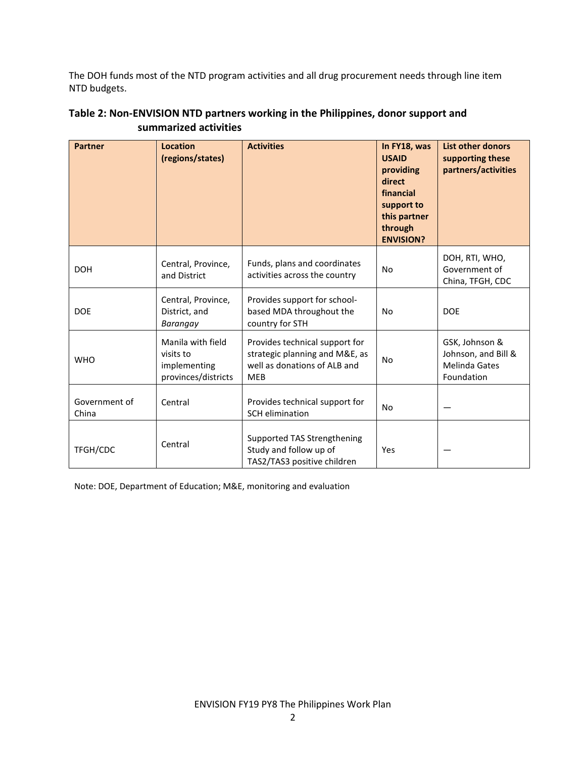The DOH funds most of the NTD program activities and all drug procurement needs through line item NTD budgets.

**Table 2: Non-ENVISION NTD partners working in the Philippines, donor support and summarized activities**

| Partner | Location (regions/states) | Activities | In FY18, was USAID providing direct financial support to this partner through ENVISION? | List other donors supporting these partners/activities |
|---|---|---|---|---|
| DOH | Central, Province, and District | Funds, plans and coordinates activities across the country | No | DOH, RTI, WHO, Government of China, TFGH, CDC |
| DOE | Central, Province, District, and *Barangay* | Provides support for school-based MDA throughout the country for STH | No | DOE |
| WHO | Manila with field visits to implementing provinces/districts | Provides technical support for strategic planning and M&E, as well as donations of ALB and MEB | No | GSK, Johnson & Johnson, and Bill & Melinda Gates Foundation |
| Government of China | Central | Provides technical support for SCH elimination | No | — |
| TFGH/CDC | Central | Supported TAS Strengthening Study and follow up of TAS2/TAS3 positive children | Yes | — |

Note: DOE, Department of Education; M&E, monitoring and evaluation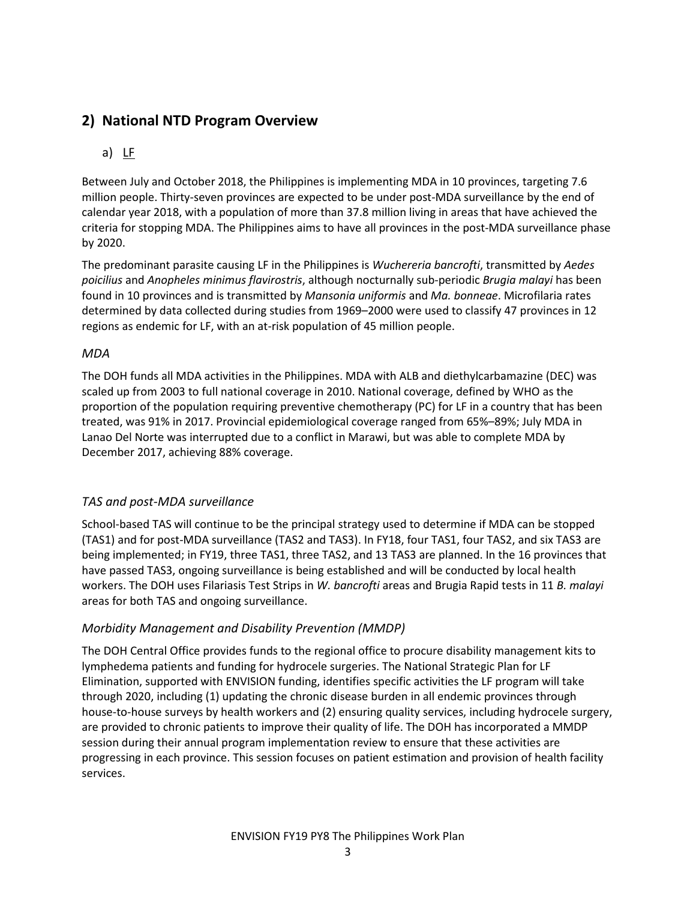## 2) National NTD Program Overview

### a) LF

Between July and October 2018, the Philippines is implementing MDA in 10 provinces, targeting 7.6 million people. Thirty-seven provinces are expected to be under post-MDA surveillance by the end of calendar year 2018, with a population of more than 37.8 million living in areas that have achieved the criteria for stopping MDA. The Philippines aims to have all provinces in the post-MDA surveillance phase by 2020.

The predominant parasite causing LF in the Philippines is *Wuchereria bancrofti*, transmitted by *Aedes poicilius* and *Anopheles minimus flavirostris*, although nocturnally sub-periodic *Brugia malayi* has been found in 10 provinces and is transmitted by *Mansonia uniformis* and *Ma. bonneae*. Microfilaria rates determined by data collected during studies from 1969–2000 were used to classify 47 provinces in 12 regions as endemic for LF, with an at-risk population of 45 million people.

#### *MDA*

The DOH funds all MDA activities in the Philippines. MDA with ALB and diethylcarbamazine (DEC) was scaled up from 2003 to full national coverage in 2010. National coverage, defined by WHO as the proportion of the population requiring preventive chemotherapy (PC) for LF in a country that has been treated, was 91% in 2017. Provincial epidemiological coverage ranged from 65%–89%; July MDA in Lanao Del Norte was interrupted due to a conflict in Marawi, but was able to complete MDA by December 2017, achieving 88% coverage.

#### *TAS and post-MDA surveillance*

School-based TAS will continue to be the principal strategy used to determine if MDA can be stopped (TAS1) and for post-MDA surveillance (TAS2 and TAS3). In FY18, four TAS1, four TAS2, and six TAS3 are being implemented; in FY19, three TAS1, three TAS2, and 13 TAS3 are planned. In the 16 provinces that have passed TAS3, ongoing surveillance is being established and will be conducted by local health workers. The DOH uses Filariasis Test Strips in *W. bancrofti* areas and Brugia Rapid tests in 11 *B. malayi* areas for both TAS and ongoing surveillance.

#### *Morbidity Management and Disability Prevention (MMDP)*

The DOH Central Office provides funds to the regional office to procure disability management kits to lymphedema patients and funding for hydrocele surgeries. The National Strategic Plan for LF Elimination, supported with ENVISION funding, identifies specific activities the LF program will take through 2020, including (1) updating the chronic disease burden in all endemic provinces through house-to-house surveys by health workers and (2) ensuring quality services, including hydrocele surgery, are provided to chronic patients to improve their quality of life. The DOH has incorporated a MMDP session during their annual program implementation review to ensure that these activities are progressing in each province. This session focuses on patient estimation and provision of health facility services.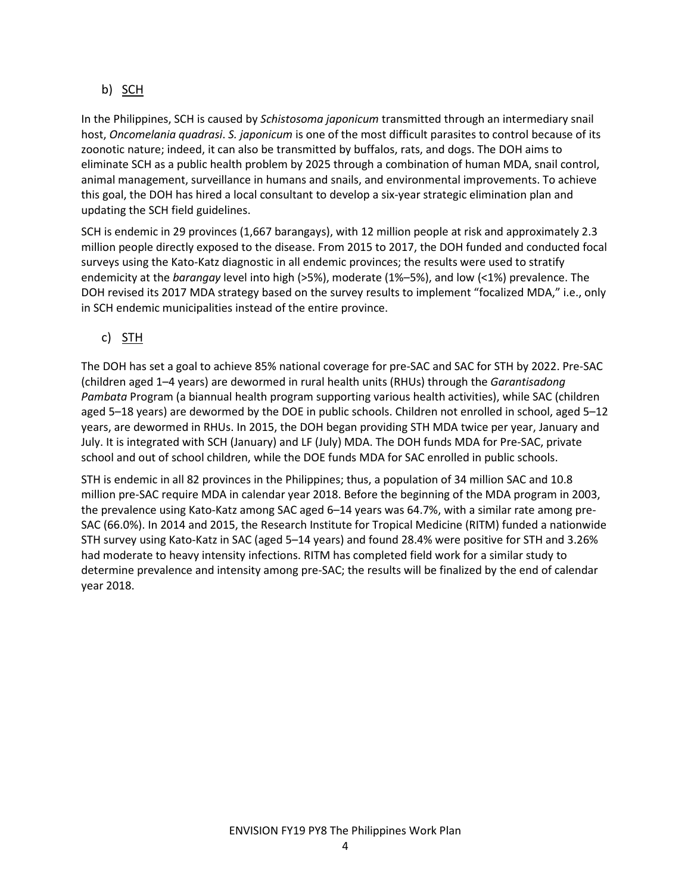### b) SCH

In the Philippines, SCH is caused by *Schistosoma japonicum* transmitted through an intermediary snail host, *Oncomelania quadrasi*. *S. japonicum* is one of the most difficult parasites to control because of its zoonotic nature; indeed, it can also be transmitted by buffalos, rats, and dogs. The DOH aims to eliminate SCH as a public health problem by 2025 through a combination of human MDA, snail control, animal management, surveillance in humans and snails, and environmental improvements. To achieve this goal, the DOH has hired a local consultant to develop a six-year strategic elimination plan and updating the SCH field guidelines.

SCH is endemic in 29 provinces (1,667 barangays), with 12 million people at risk and approximately 2.3 million people directly exposed to the disease. From 2015 to 2017, the DOH funded and conducted focal surveys using the Kato-Katz diagnostic in all endemic provinces; the results were used to stratify endemicity at the *barangay* level into high (>5%), moderate (1%–5%), and low (<1%) prevalence. The DOH revised its 2017 MDA strategy based on the survey results to implement "focalized MDA," i.e., only in SCH endemic municipalities instead of the entire province.

### c) STH

The DOH has set a goal to achieve 85% national coverage for pre-SAC and SAC for STH by 2022. Pre-SAC (children aged 1–4 years) are dewormed in rural health units (RHUs) through the *Garantisadong Pambata* Program (a biannual health program supporting various health activities), while SAC (children aged 5–18 years) are dewormed by the DOE in public schools. Children not enrolled in school, aged 5–12 years, are dewormed in RHUs. In 2015, the DOH began providing STH MDA twice per year, January and July. It is integrated with SCH (January) and LF (July) MDA. The DOH funds MDA for Pre-SAC, private school and out of school children, while the DOE funds MDA for SAC enrolled in public schools.

STH is endemic in all 82 provinces in the Philippines; thus, a population of 34 million SAC and 10.8 million pre-SAC require MDA in calendar year 2018. Before the beginning of the MDA program in 2003, the prevalence using Kato-Katz among SAC aged 6–14 years was 64.7%, with a similar rate among pre-SAC (66.0%). In 2014 and 2015, the Research Institute for Tropical Medicine (RITM) funded a nationwide STH survey using Kato-Katz in SAC (aged 5–14 years) and found 28.4% were positive for STH and 3.26% had moderate to heavy intensity infections. RITM has completed field work for a similar study to determine prevalence and intensity among pre-SAC; the results will be finalized by the end of calendar year 2018.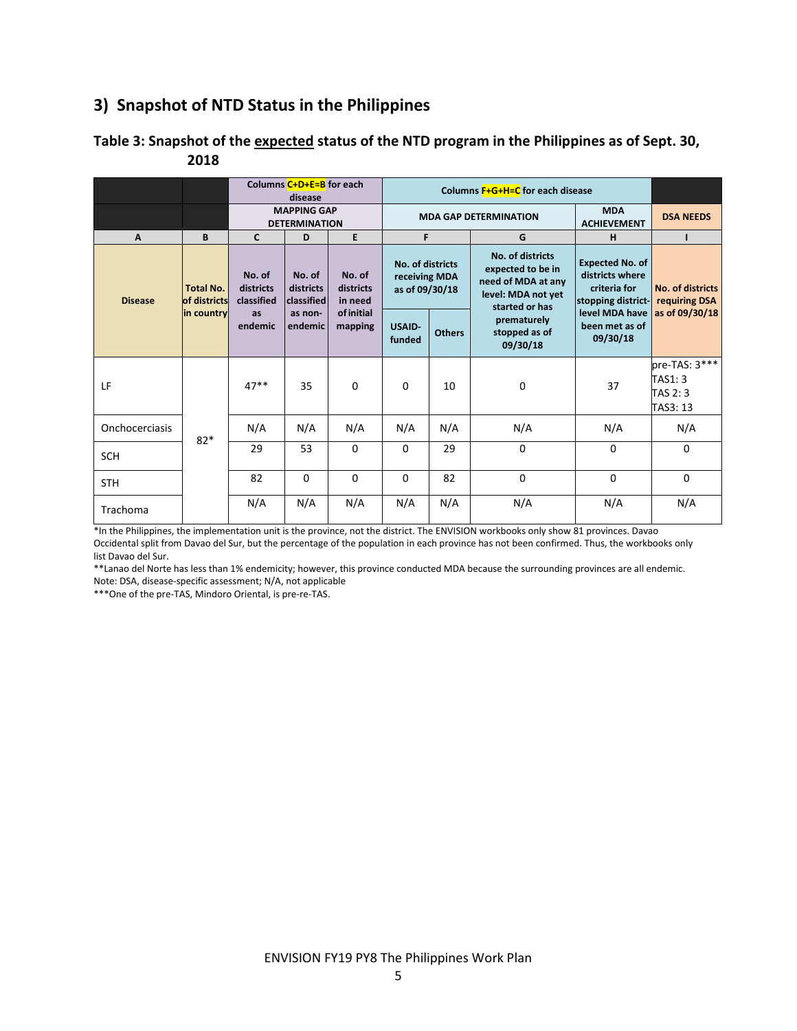## 3) Snapshot of NTD Status in the Philippines

### Table 3: Snapshot of the expected status of the NTD program in the Philippines as of Sept. 30, 2018

| | | Columns C+D+E=B for each disease | | | Columns F+G+H=C for each disease | | | | |
|---|---|---|---|---|---|---|---|---|---|
| | | MAPPING GAP DETERMINATION | | | MDA GAP DETERMINATION | | | MDA ACHIEVEMENT | DSA NEEDS |
| A | B | C | D | E | F | | G | H | I |
| Disease | Total No. of districts in country | No. of districts classified as endemic | No. of districts classified as non-endemic | No. of districts in need of initial mapping | No. of districts receiving MDA as of 09/30/18 | | No. of districts expected to be in need of MDA at any level: MDA not yet started or has prematurely stopped as of 09/30/18 | Expected No. of districts where criteria for stopping district-level MDA have been met as of 09/30/18 | No. of districts requiring DSA as of 09/30/18 |
| | | | | | USAID-funded | Others | | | |
| LF | 82* | 47** | 35 | 0 | 0 | 10 | 0 | 37 | pre-TAS: 3*** TAS1: 3 TAS 2: 3 TAS3: 13 |
| Onchocerciasis | | N/A | N/A | N/A | N/A | N/A | N/A | N/A | N/A |
| SCH | | 29 | 53 | 0 | 0 | 29 | 0 | 0 | 0 |
| STH | | 82 | 0 | 0 | 0 | 82 | 0 | 0 | 0 |
| Trachoma | | N/A | N/A | N/A | N/A | N/A | N/A | N/A | N/A |

*In the Philippines, the implementation unit is the province, not the district. The ENVISION workbooks only show 81 provinces. Davao Occidental split from Davao del Sur, but the percentage of the population in each province has not been confirmed. Thus, the workbooks only list Davao del Sur.

**Lanao del Norte has less than 1% endemicity; however, this province conducted MDA because the surrounding provinces are all endemic.

Note: DSA, disease-specific assessment; N/A, not applicable

***One of the pre-TAS, Mindoro Oriental, is pre-re-TAS.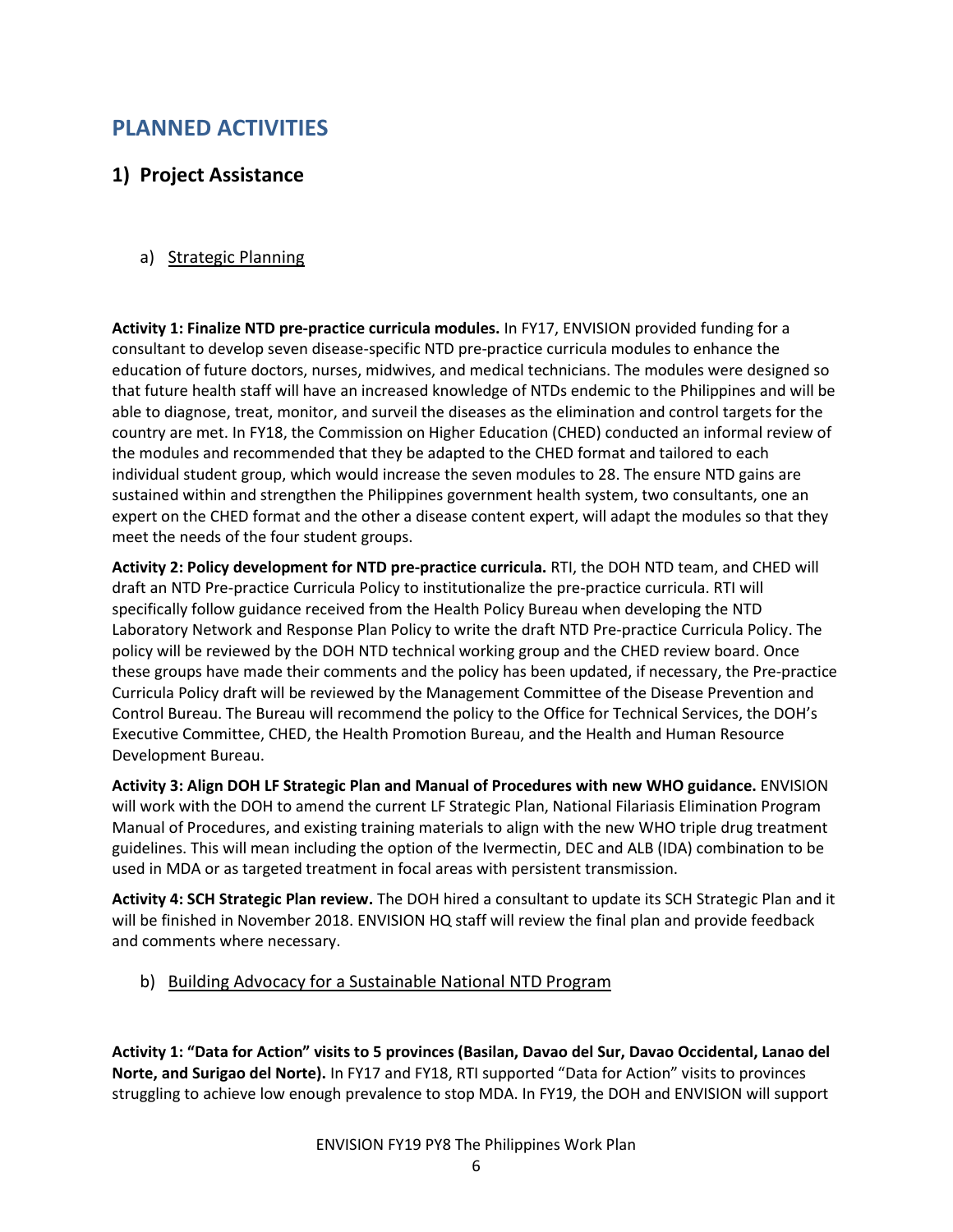# PLANNED ACTIVITIES

## 1) Project Assistance

### a) Strategic Planning

**Activity 1: Finalize NTD pre-practice curricula modules.** In FY17, ENVISION provided funding for a consultant to develop seven disease-specific NTD pre-practice curricula modules to enhance the education of future doctors, nurses, midwives, and medical technicians. The modules were designed so that future health staff will have an increased knowledge of NTDs endemic to the Philippines and will be able to diagnose, treat, monitor, and surveil the diseases as the elimination and control targets for the country are met. In FY18, the Commission on Higher Education (CHED) conducted an informal review of the modules and recommended that they be adapted to the CHED format and tailored to each individual student group, which would increase the seven modules to 28. The ensure NTD gains are sustained within and strengthen the Philippines government health system, two consultants, one an expert on the CHED format and the other a disease content expert, will adapt the modules so that they meet the needs of the four student groups.

**Activity 2: Policy development for NTD pre-practice curricula.** RTI, the DOH NTD team, and CHED will draft an NTD Pre-practice Curricula Policy to institutionalize the pre-practice curricula. RTI will specifically follow guidance received from the Health Policy Bureau when developing the NTD Laboratory Network and Response Plan Policy to write the draft NTD Pre-practice Curricula Policy. The policy will be reviewed by the DOH NTD technical working group and the CHED review board. Once these groups have made their comments and the policy has been updated, if necessary, the Pre-practice Curricula Policy draft will be reviewed by the Management Committee of the Disease Prevention and Control Bureau. The Bureau will recommend the policy to the Office for Technical Services, the DOH's Executive Committee, CHED, the Health Promotion Bureau, and the Health and Human Resource Development Bureau.

**Activity 3: Align DOH LF Strategic Plan and Manual of Procedures with new WHO guidance.** ENVISION will work with the DOH to amend the current LF Strategic Plan, National Filariasis Elimination Program Manual of Procedures, and existing training materials to align with the new WHO triple drug treatment guidelines. This will mean including the option of the Ivermectin, DEC and ALB (IDA) combination to be used in MDA or as targeted treatment in focal areas with persistent transmission.

**Activity 4: SCH Strategic Plan review.** The DOH hired a consultant to update its SCH Strategic Plan and it will be finished in November 2018. ENVISION HQ staff will review the final plan and provide feedback and comments where necessary.

### b) Building Advocacy for a Sustainable National NTD Program

**Activity 1: "Data for Action" visits to 5 provinces (Basilan, Davao del Sur, Davao Occidental, Lanao del Norte, and Surigao del Norte).** In FY17 and FY18, RTI supported "Data for Action" visits to provinces struggling to achieve low enough prevalence to stop MDA. In FY19, the DOH and ENVISION will support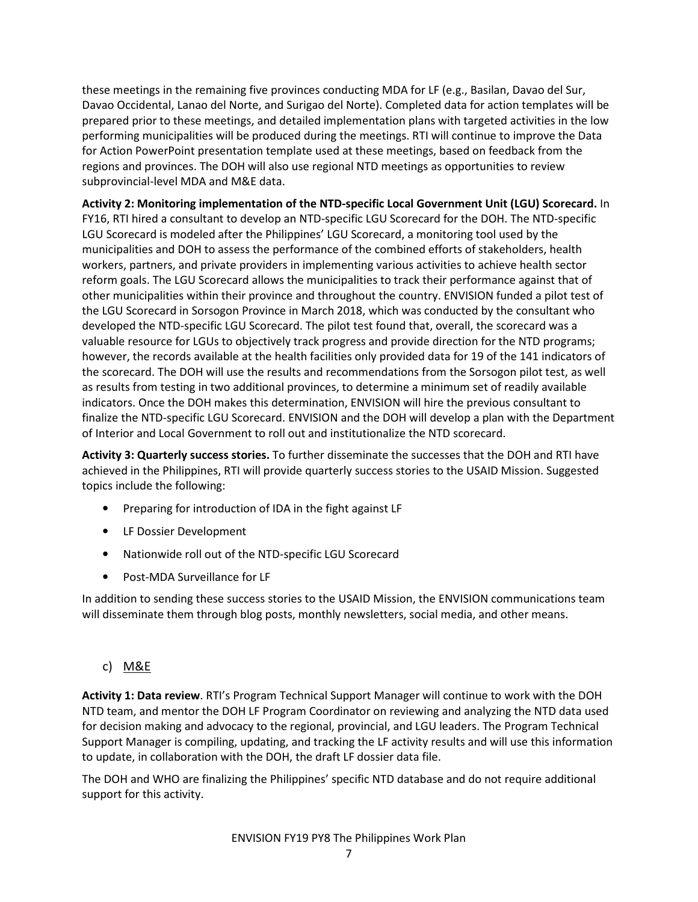these meetings in the remaining five provinces conducting MDA for LF (e.g., Basilan, Davao del Sur, Davao Occidental, Lanao del Norte, and Surigao del Norte). Completed data for action templates will be prepared prior to these meetings, and detailed implementation plans with targeted activities in the low performing municipalities will be produced during the meetings. RTI will continue to improve the Data for Action PowerPoint presentation template used at these meetings, based on feedback from the regions and provinces. The DOH will also use regional NTD meetings as opportunities to review subprovincial-level MDA and M&E data.

**Activity 2: Monitoring implementation of the NTD-specific Local Government Unit (LGU) Scorecard.** In FY16, RTI hired a consultant to develop an NTD-specific LGU Scorecard for the DOH. The NTD-specific LGU Scorecard is modeled after the Philippines' LGU Scorecard, a monitoring tool used by the municipalities and DOH to assess the performance of the combined efforts of stakeholders, health workers, partners, and private providers in implementing various activities to achieve health sector reform goals. The LGU Scorecard allows the municipalities to track their performance against that of other municipalities within their province and throughout the country. ENVISION funded a pilot test of the LGU Scorecard in Sorsogon Province in March 2018, which was conducted by the consultant who developed the NTD-specific LGU Scorecard. The pilot test found that, overall, the scorecard was a valuable resource for LGUs to objectively track progress and provide direction for the NTD programs; however, the records available at the health facilities only provided data for 19 of the 141 indicators of the scorecard. The DOH will use the results and recommendations from the Sorsogon pilot test, as well as results from testing in two additional provinces, to determine a minimum set of readily available indicators. Once the DOH makes this determination, ENVISION will hire the previous consultant to finalize the NTD-specific LGU Scorecard. ENVISION and the DOH will develop a plan with the Department of Interior and Local Government to roll out and institutionalize the NTD scorecard.

**Activity 3: Quarterly success stories.** To further disseminate the successes that the DOH and RTI have achieved in the Philippines, RTI will provide quarterly success stories to the USAID Mission. Suggested topics include the following:

- Preparing for introduction of IDA in the fight against LF
- LF Dossier Development
- Nationwide roll out of the NTD-specific LGU Scorecard
- Post-MDA Surveillance for LF

In addition to sending these success stories to the USAID Mission, the ENVISION communications team will disseminate them through blog posts, monthly newsletters, social media, and other means.

### c) M&E

**Activity 1: Data review**. RTI's Program Technical Support Manager will continue to work with the DOH NTD team, and mentor the DOH LF Program Coordinator on reviewing and analyzing the NTD data used for decision making and advocacy to the regional, provincial, and LGU leaders. The Program Technical Support Manager is compiling, updating, and tracking the LF activity results and will use this information to update, in collaboration with the DOH, the draft LF dossier data file.

The DOH and WHO are finalizing the Philippines' specific NTD database and do not require additional support for this activity.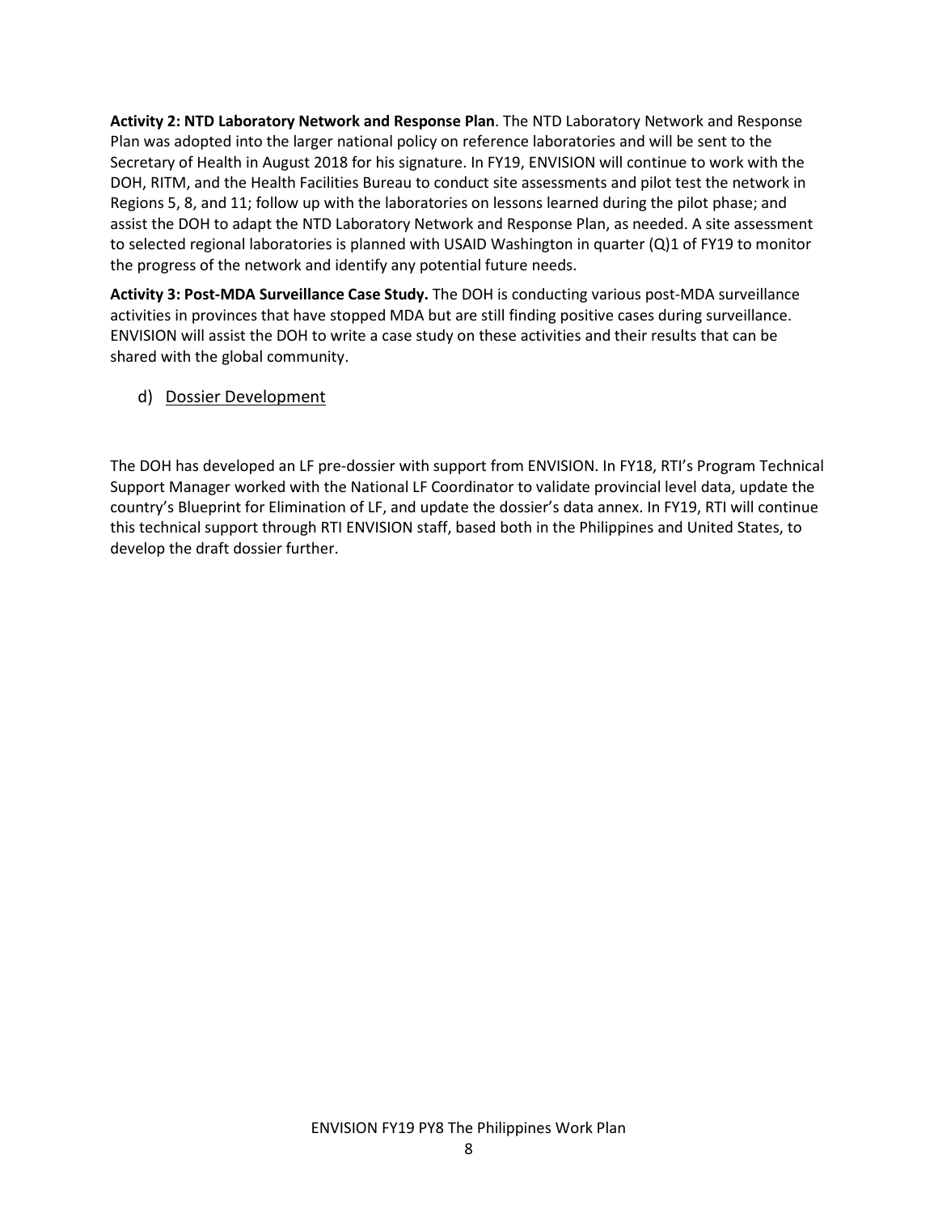**Activity 2: NTD Laboratory Network and Response Plan**. The NTD Laboratory Network and Response Plan was adopted into the larger national policy on reference laboratories and will be sent to the Secretary of Health in August 2018 for his signature. In FY19, ENVISION will continue to work with the DOH, RITM, and the Health Facilities Bureau to conduct site assessments and pilot test the network in Regions 5, 8, and 11; follow up with the laboratories on lessons learned during the pilot phase; and assist the DOH to adapt the NTD Laboratory Network and Response Plan, as needed. A site assessment to selected regional laboratories is planned with USAID Washington in quarter (Q)1 of FY19 to monitor the progress of the network and identify any potential future needs.

**Activity 3: Post-MDA Surveillance Case Study.** The DOH is conducting various post-MDA surveillance activities in provinces that have stopped MDA but are still finding positive cases during surveillance. ENVISION will assist the DOH to write a case study on these activities and their results that can be shared with the global community.

### d) Dossier Development

The DOH has developed an LF pre-dossier with support from ENVISION. In FY18, RTI's Program Technical Support Manager worked with the National LF Coordinator to validate provincial level data, update the country's Blueprint for Elimination of LF, and update the dossier's data annex. In FY19, RTI will continue this technical support through RTI ENVISION staff, based both in the Philippines and United States, to develop the draft dossier further.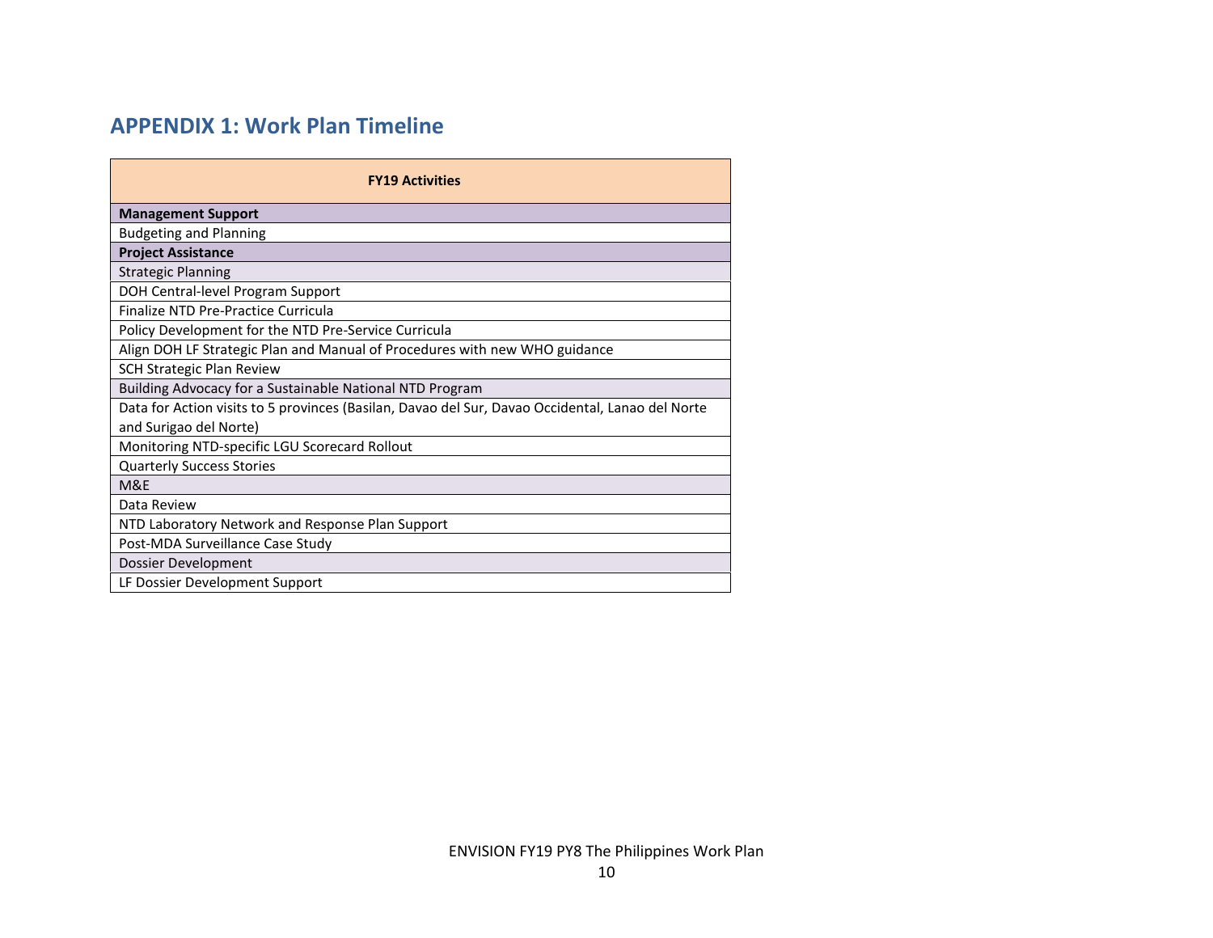## APPENDIX 1: Work Plan Timeline

| FY19 Activities |
|---|
| **Management Support** |
| Budgeting and Planning |
| **Project Assistance** |
| Strategic Planning |
| DOH Central-level Program Support |
| Finalize NTD Pre-Practice Curricula |
| Policy Development for the NTD Pre-Service Curricula |
| Align DOH LF Strategic Plan and Manual of Procedures with new WHO guidance |
| SCH Strategic Plan Review |
| Building Advocacy for a Sustainable National NTD Program |
| Data for Action visits to 5 provinces (Basilan, Davao del Sur, Davao Occidental, Lanao del Norte and Surigao del Norte) |
| Monitoring NTD-specific LGU Scorecard Rollout |
| Quarterly Success Stories |
| M&E |
| Data Review |
| NTD Laboratory Network and Response Plan Support |
| Post-MDA Surveillance Case Study |
| Dossier Development |
| LF Dossier Development Support |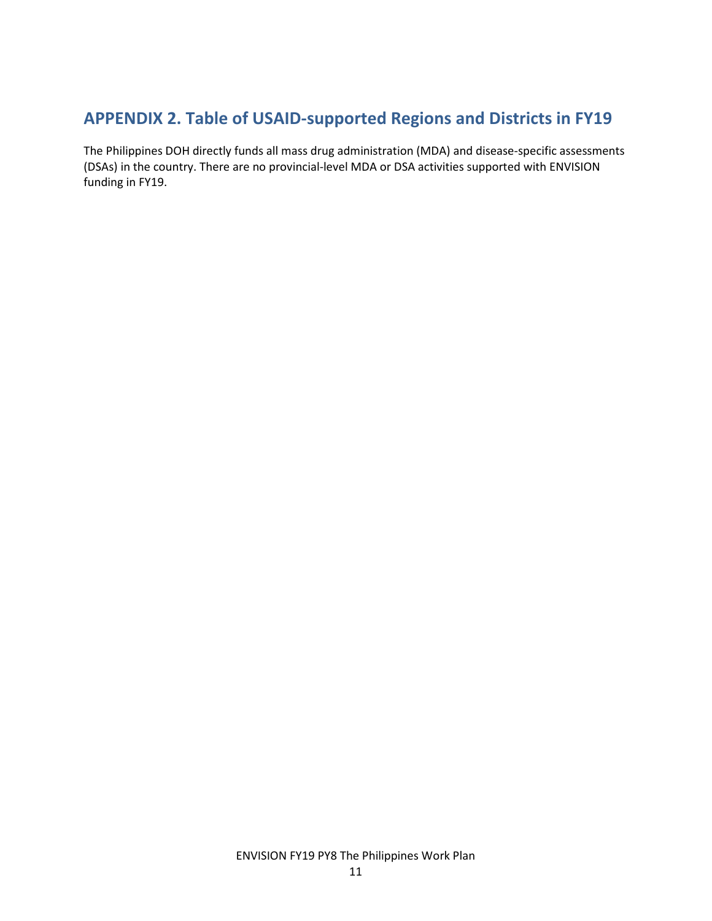## APPENDIX 2. Table of USAID-supported Regions and Districts in FY19

The Philippines DOH directly funds all mass drug administration (MDA) and disease-specific assessments (DSAs) in the country. There are no provincial-level MDA or DSA activities supported with ENVISION funding in FY19.